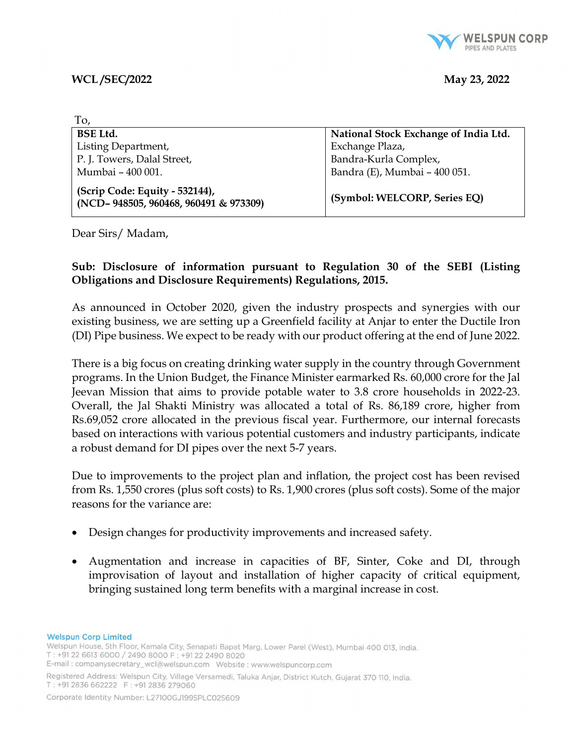**WCL /SEC/2022** **May 23, 2022**

To,

| **BSE Ltd.** Listing Department, P. J. Towers, Dalal Street, Mumbai – 400 001. | **National Stock Exchange of India Ltd.** Exchange Plaza, Bandra-Kurla Complex, Bandra (E), Mumbai – 400 051. |
|---|---|
| **(Scrip Code: Equity - 532144), (NCD– 948505, 960468, 960491 & 973309)** | **(Symbol: WELCORP, Series EQ)** |

Dear Sirs/ Madam,

**Sub: Disclosure of information pursuant to Regulation 30 of the SEBI (Listing Obligations and Disclosure Requirements) Regulations, 2015.**

As announced in October 2020, given the industry prospects and synergies with our existing business, we are setting up a Greenfield facility at Anjar to enter the Ductile Iron (DI) Pipe business. We expect to be ready with our product offering at the end of June 2022.

There is a big focus on creating drinking water supply in the country through Government programs. In the Union Budget, the Finance Minister earmarked Rs. 60,000 crore for the Jal Jeevan Mission that aims to provide potable water to 3.8 crore households in 2022-23. Overall, the Jal Shakti Ministry was allocated a total of Rs. 86,189 crore, higher from Rs.69,052 crore allocated in the previous fiscal year. Furthermore, our internal forecasts based on interactions with various potential customers and industry participants, indicate a robust demand for DI pipes over the next 5-7 years.

Due to improvements to the project plan and inflation, the project cost has been revised from Rs. 1,550 crores (plus soft costs) to Rs. 1,900 crores (plus soft costs). Some of the major reasons for the variance are:

- Design changes for productivity improvements and increased safety.
- Augmentation and increase in capacities of BF, Sinter, Coke and DI, through improvisation of layout and installation of higher capacity of critical equipment, bringing sustained long term benefits with a marginal increase in cost.

**Welspun Corp Limited**
Welspun House, 5th Floor, Kamala City, Senapati Bapat Marg, Lower Parel (West), Mumbai 400 013, India.
T : +91 22 6613 6000 / 2490 8000 F : +91 22 2490 8020
E-mail : companysecretary_wcl@welspun.com Website : www.welspuncorp.com
Registered Address: Welspun City, Village Versamedi, Taluka Anjar, District Kutch, Gujarat 370 110, India.
T : +91 2836 662222 F : +91 2836 279060
Corporate Identity Number: L27100GJ1995PLC025609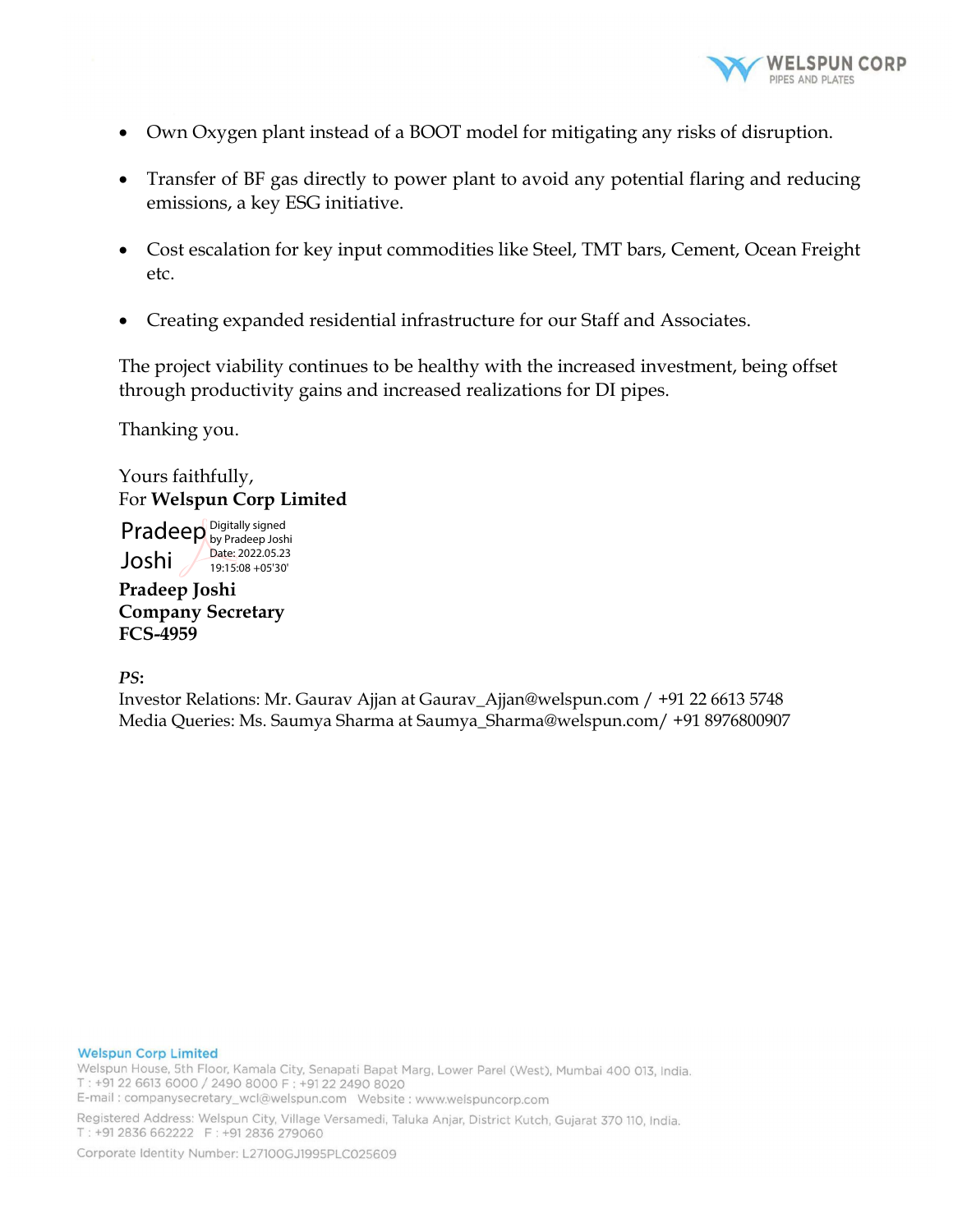- Own Oxygen plant instead of a BOOT model for mitigating any risks of disruption.
- Transfer of BF gas directly to power plant to avoid any potential flaring and reducing emissions, a key ESG initiative.
- Cost escalation for key input commodities like Steel, TMT bars, Cement, Ocean Freight etc.
- Creating expanded residential infrastructure for our Staff and Associates.

The project viability continues to be healthy with the increased investment, being offset through productivity gains and increased realizations for DI pipes.

Thanking you.

Yours faithfully,
For **Welspun Corp Limited**

Pradeep Joshi
Digitally signed by Pradeep Joshi
Date: 2022.05.23 19:15:08 +05'30'

**Pradeep Joshi**
**Company Secretary**
**FCS-4959**

***PS*:**
Investor Relations: Mr. Gaurav Ajjan at Gaurav_Ajjan@welspun.com / +91 22 6613 5748
Media Queries: Ms. Saumya Sharma at Saumya_Sharma@welspun.com/ +91 8976800907